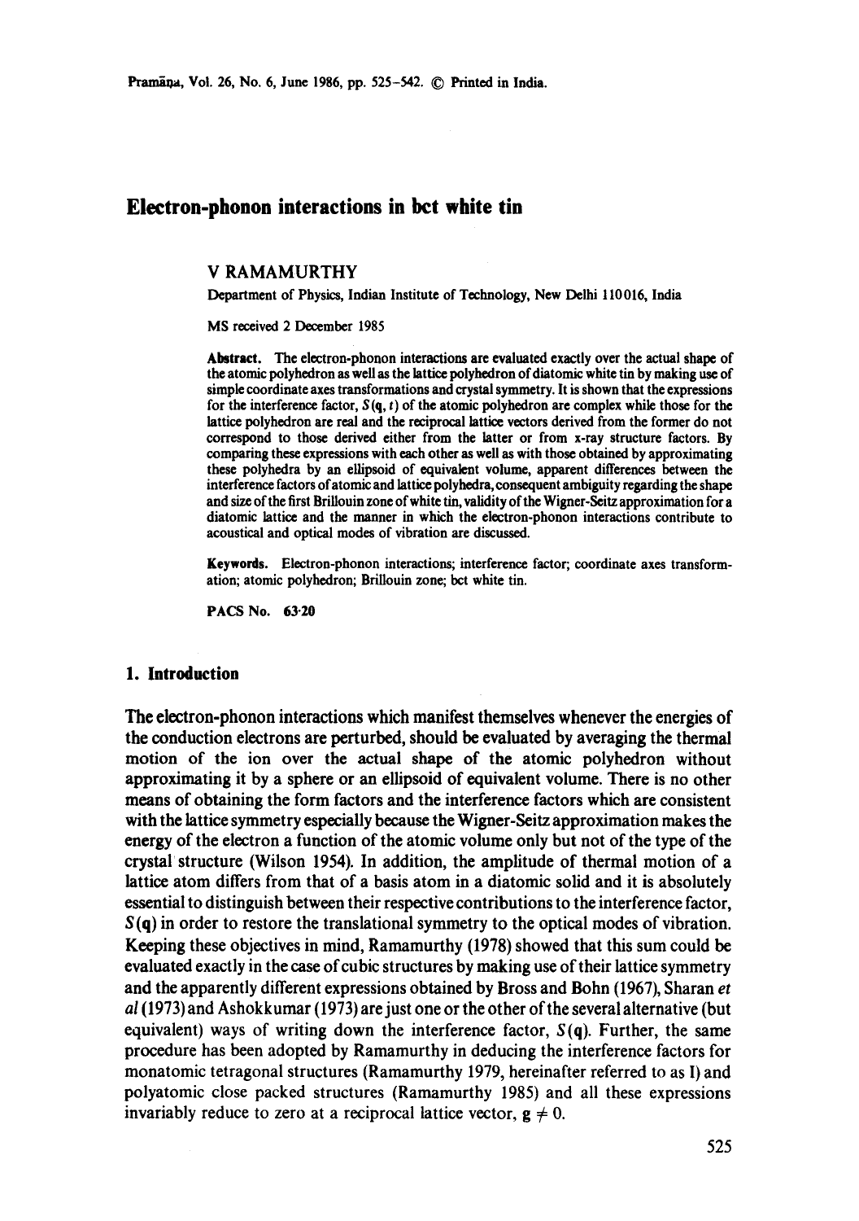# Electron-phonon interactions in bct white tin

V RAMAMURTHY

Department of Physics, Indian Institute of Technology, New Delhi 110016, India

MS received 2 December 1985

**Abstract.** The electron-phonon interactions are evaluated exactly over the actual shape of the atomic polyhedron as well as the lattice polyhedron of diatomic white tin by making use of simple coordinate axes transformations and crystal symmetry. It is shown that the expressions for the interference factor, $S(\mathbf{q}, t)$ of the atomic polyhedron are complex while those for the lattice polyhedron are real and the reciprocal lattice vectors derived from the former do not correspond to those derived either from the latter or from x-ray structure factors. By comparing these expressions with each other as well as with those obtained by approximating these polyhedra by an ellipsoid of equivalent volume, apparent differences between the interference factors of atomic and lattice polyhedra, consequent ambiguity regarding the shape and size of the first Brillouin zone of white tin, validity of the Wigner-Seitz approximation for a diatomic lattice and the manner in which the electron-phonon interactions contribute to acoustical and optical modes of vibration are discussed.

**Keywords.** Electron-phonon interactions; interference factor; coordinate axes transformation; atomic polyhedron; Brillouin zone; bct white tin.

**PACS No.** 63·20

## 1. Introduction

The electron-phonon interactions which manifest themselves whenever the energies of the conduction electrons are perturbed, should be evaluated by averaging the thermal motion of the ion over the actual shape of the atomic polyhedron without approximating it by a sphere or an ellipsoid of equivalent volume. There is no other means of obtaining the form factors and the interference factors which are consistent with the lattice symmetry especially because the Wigner-Seitz approximation makes the energy of the electron a function of the atomic volume only but not of the type of the crystal structure (Wilson 1954). In addition, the amplitude of thermal motion of a lattice atom differs from that of a basis atom in a diatomic solid and it is absolutely essential to distinguish between their respective contributions to the interference factor, $S(\mathbf{q})$ in order to restore the translational symmetry to the optical modes of vibration. Keeping these objectives in mind, Ramamurthy (1978) showed that this sum could be evaluated exactly in the case of cubic structures by making use of their lattice symmetry and the apparently different expressions obtained by Bross and Bohn (1967), Sharan *et al* (1973) and Ashokkumar (1973) are just one or the other of the several alternative (but equivalent) ways of writing down the interference factor, $S(\mathbf{q})$. Further, the same procedure has been adopted by Ramamurthy in deducing the interference factors for monatomic tetragonal structures (Ramamurthy 1979, hereinafter referred to as I) and polyatomic close packed structures (Ramamurthy 1985) and all these expressions invariably reduce to zero at a reciprocal lattice vector, $\mathbf{g} \neq 0$.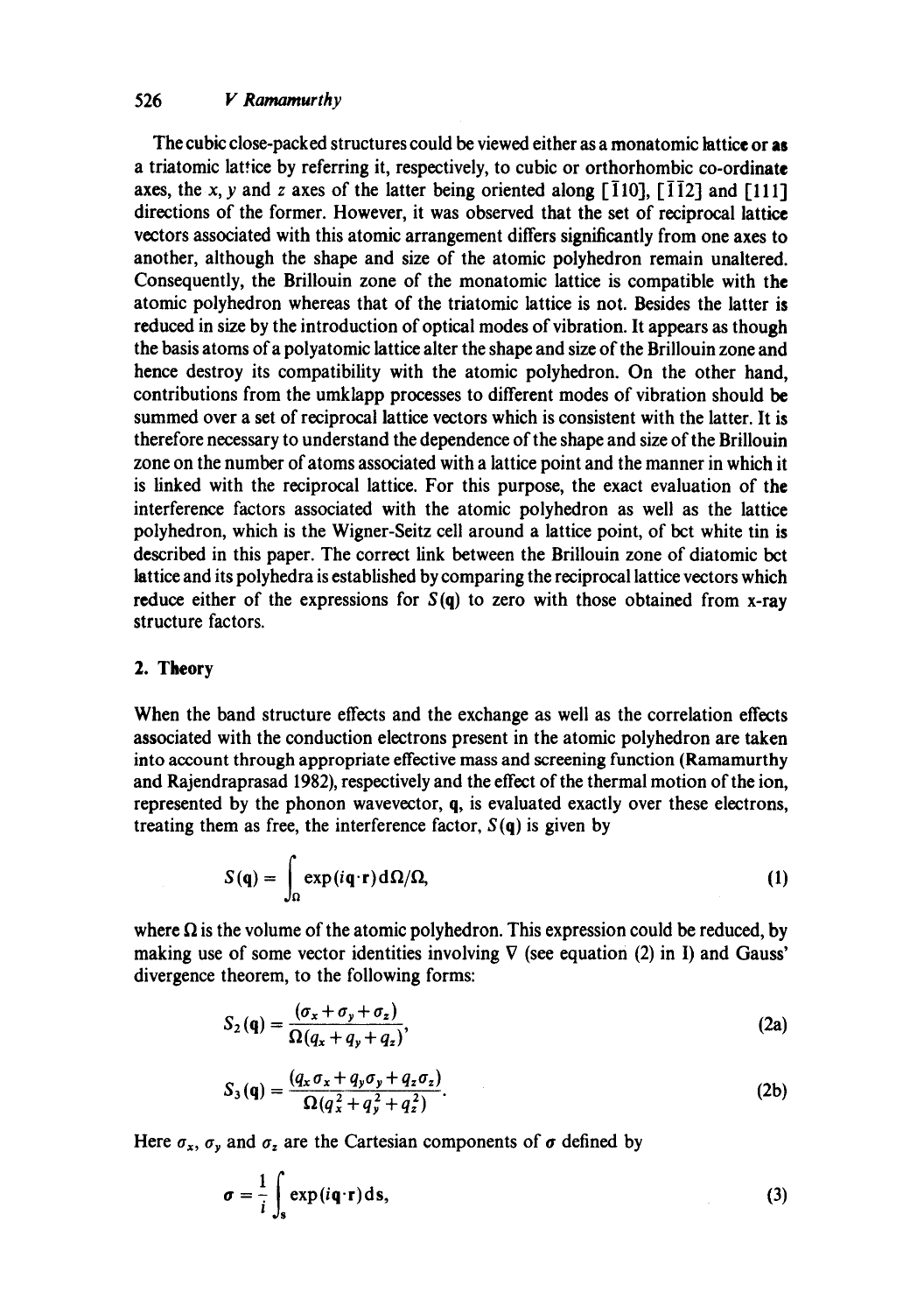The cubic close-packed structures could be viewed either as a monatomic lattice or as a triatomic lattice by referring it, respectively, to cubic or orthorhombic co-ordinate axes, the $x$, $y$ and $z$ axes of the latter being oriented along $[\bar{1}10]$, $[\bar{1}\bar{1}2]$ and $[111]$ directions of the former. However, it was observed that the set of reciprocal lattice vectors associated with this atomic arrangement differs significantly from one axes to another, although the shape and size of the atomic polyhedron remain unaltered. Consequently, the Brillouin zone of the monatomic lattice is compatible with the atomic polyhedron whereas that of the triatomic lattice is not. Besides the latter is reduced in size by the introduction of optical modes of vibration. It appears as though the basis atoms of a polyatomic lattice alter the shape and size of the Brillouin zone and hence destroy its compatibility with the atomic polyhedron. On the other hand, contributions from the umklapp processes to different modes of vibration should be summed over a set of reciprocal lattice vectors which is consistent with the latter. It is therefore necessary to understand the dependence of the shape and size of the Brillouin zone on the number of atoms associated with a lattice point and the manner in which it is linked with the reciprocal lattice. For this purpose, the exact evaluation of the interference factors associated with the atomic polyhedron as well as the lattice polyhedron, which is the Wigner-Seitz cell around a lattice point, of bct white tin is described in this paper. The correct link between the Brillouin zone of diatomic bct lattice and its polyhedra is established by comparing the reciprocal lattice vectors which reduce either of the expressions for $S(\mathbf{q})$ to zero with those obtained from x-ray structure factors.

## 2. Theory

When the band structure effects and the exchange as well as the correlation effects associated with the conduction electrons present in the atomic polyhedron are taken into account through appropriate effective mass and screening function (Ramamurthy and Rajendraprasad 1982), respectively and the effect of the thermal motion of the ion, represented by the phonon wavevector, $\mathbf{q}$, is evaluated exactly over these electrons, treating them as free, the interference factor, $S(\mathbf{q})$ is given by

$$S(\mathbf{q}) = \int_{\Omega} \exp(i\mathbf{q}\cdot\mathbf{r})\,\mathrm{d}\Omega/\Omega, \tag{1}$$

where $\Omega$ is the volume of the atomic polyhedron. This expression could be reduced, by making use of some vector identities involving $\nabla$ (see equation (2) in I) and Gauss' divergence theorem, to the following forms:

$$S_2(\mathbf{q}) = \frac{(\sigma_x + \sigma_y + \sigma_z)}{\Omega(q_x + q_y + q_z)}, \tag{2a}$$

$$S_3(\mathbf{q}) = \frac{(q_x\sigma_x + q_y\sigma_y + q_z\sigma_z)}{\Omega(q_x^2 + q_y^2 + q_z^2)}. \tag{2b}$$

Here $\sigma_x$, $\sigma_y$ and $\sigma_z$ are the Cartesian components of $\sigma$ defined by

$$\sigma = \frac{1}{i}\int_{s} \exp(i\mathbf{q}\cdot\mathbf{r})\,\mathrm{d}\mathbf{s}, \tag{3}$$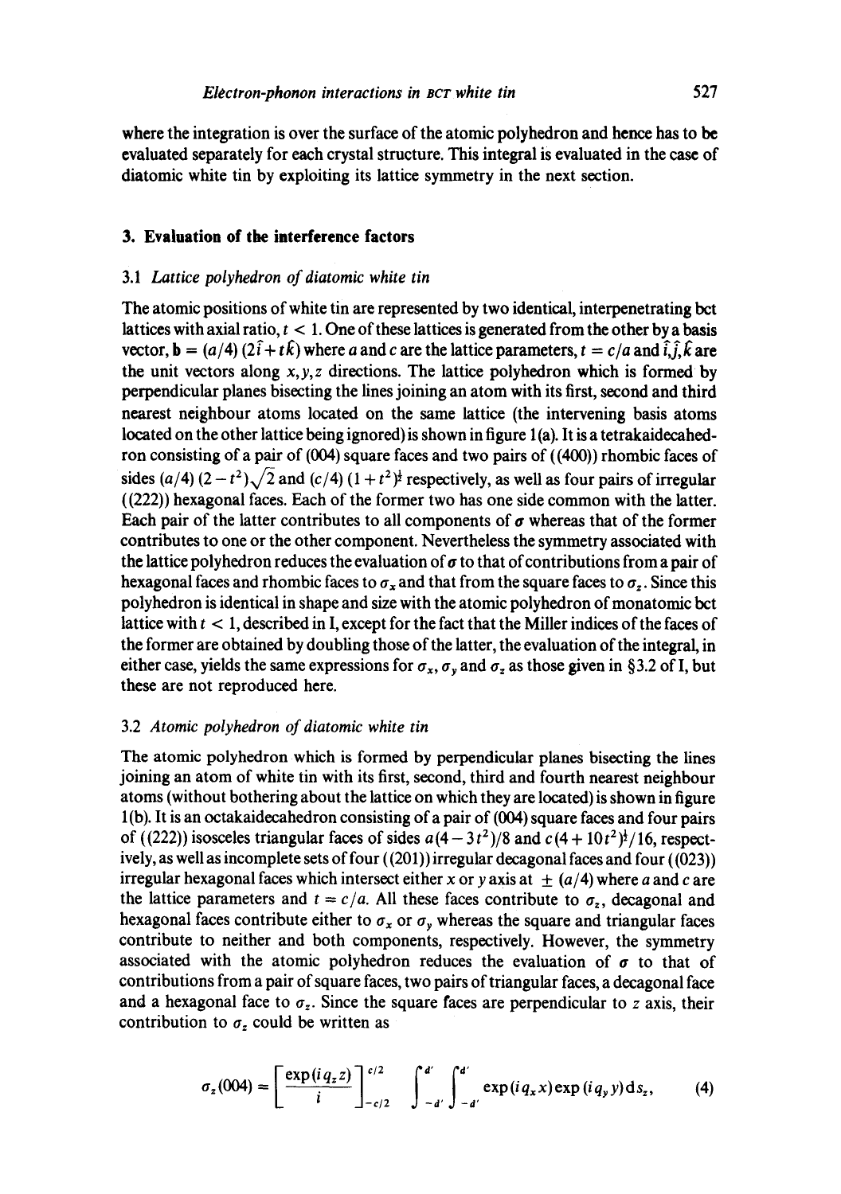where the integration is over the surface of the atomic polyhedron and hence has to be evaluated separately for each crystal structure. This integral is evaluated in the case of diatomic white tin by exploiting its lattice symmetry in the next section.

## 3. Evaluation of the interference factors

### 3.1 *Lattice polyhedron of diatomic white tin*

The atomic positions of white tin are represented by two identical, interpenetrating bct lattices with axial ratio, $t < 1$. One of these lattices is generated from the other by a basis vector, $\mathbf{b} = (a/4)(2\hat{i} + t\hat{k})$ where $a$ and $c$ are the lattice parameters, $t = c/a$ and $\hat{i}, \hat{j}, \hat{k}$ are the unit vectors along $x, y, z$ directions. The lattice polyhedron which is formed by perpendicular planes bisecting the lines joining an atom with its first, second and third nearest neighbour atoms located on the same lattice (the intervening basis atoms located on the other lattice being ignored) is shown in figure 1(a). It is a tetrakaidecahedron consisting of a pair of (004) square faces and two pairs of ((400)) rhombic faces of sides $(a/4)(2 - t^2)\sqrt{2}$ and $(c/4)(1 + t^2)^{\frac{1}{2}}$ respectively, as well as four pairs of irregular ((222)) hexagonal faces. Each of the former two has one side common with the latter. Each pair of the latter contributes to all components of $\sigma$ whereas that of the former contributes to one or the other component. Nevertheless the symmetry associated with the lattice polyhedron reduces the evaluation of $\sigma$ to that of contributions from a pair of hexagonal faces and rhombic faces to $\sigma_x$ and that from the square faces to $\sigma_z$. Since this polyhedron is identical in shape and size with the atomic polyhedron of monatomic bct lattice with $t < 1$, described in I, except for the fact that the Miller indices of the faces of the former are obtained by doubling those of the latter, the evaluation of the integral, in either case, yields the same expressions for $\sigma_x$, $\sigma_y$ and $\sigma_z$ as those given in §3.2 of I, but these are not reproduced here.

### 3.2 *Atomic polyhedron of diatomic white tin*

The atomic polyhedron which is formed by perpendicular planes bisecting the lines joining an atom of white tin with its first, second, third and fourth nearest neighbour atoms (without bothering about the lattice on which they are located) is shown in figure 1(b). It is an octakaidecahedron consisting of a pair of (004) square faces and four pairs of ((222)) isosceles triangular faces of sides $a(4 - 3t^2)/8$ and $c(4 + 10t^2)^{\frac{1}{2}}/16$, respectively, as well as incomplete sets of four ((201)) irregular decagonal faces and four ((023)) irregular hexagonal faces which intersect either $x$ or $y$ axis at $\pm (a/4)$ where $a$ and $c$ are the lattice parameters and $t = c/a$. All these faces contribute to $\sigma_z$, decagonal and hexagonal faces contribute either to $\sigma_x$ or $\sigma_y$ whereas the square and triangular faces contribute to neither and both components, respectively. However, the symmetry associated with the atomic polyhedron reduces the evaluation of $\sigma$ to that of contributions from a pair of square faces, two pairs of triangular faces, a decagonal face and a hexagonal face to $\sigma_z$. Since the square faces are perpendicular to $z$ axis, their contribution to $\sigma_z$ could be written as

$$\sigma_z(004) = \left[\frac{\exp(iq_z z)}{i}\right]_{-c/2}^{c/2} \int_{-d'}^{d'} \int_{-d'}^{d'} \exp(iq_x x)\exp(iq_y y)\,\mathrm{d}s_z, \tag{4}$$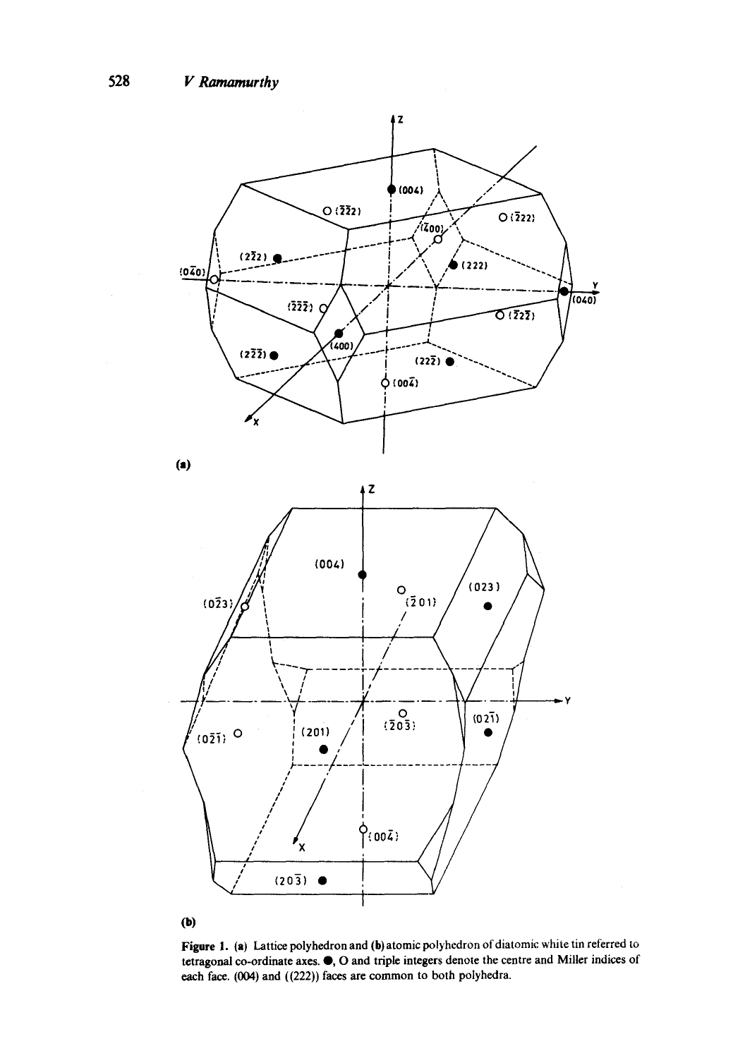**Figure 1.** (a) Lattice polyhedron and (b) atomic polyhedron of diatomic white tin referred to tetragonal co-ordinate axes. ●, O and triple integers denote the centre and Miller indices of each face. (004) and ((222)) faces are common to both polyhedra.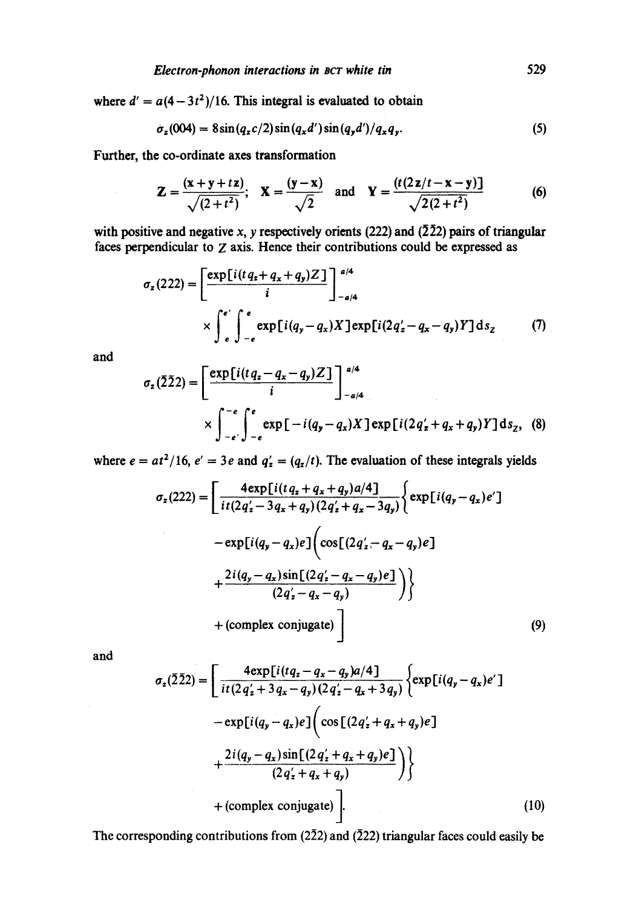where $d' = a(4-3t^2)/16$. This integral is evaluated to obtain

$$\sigma_z(004) = 8\sin(q_z c/2)\sin(q_x d')\sin(q_y d')/q_x q_y. \tag{5}$$

Further, the co-ordinate axes transformation

$$Z = \frac{(x+y+tz)}{\sqrt{(2+t^2)}}; \quad X = \frac{(y-x)}{\sqrt{2}} \quad \text{and} \quad Y = \frac{(t(2z/t-x-y))}{\sqrt{2(2+t^2)}} \tag{6}$$

with positive and negative $x$, $y$ respectively orients (222) and ($\bar{2}\bar{2}2$) pairs of triangular faces perpendicular to $Z$ axis. Hence their contributions could be expressed as

$$\sigma_z(222) = \left[\frac{\exp[i(tq_z+q_x+q_y)Z]}{i}\right]_{-a/4}^{a/4} \times \int_{e}^{e'}\int_{-e}^{e} \exp[i(q_y-q_x)X]\exp[i(2q'_z-q_x-q_y)Y]\,\mathrm{d}s_Z \tag{7}$$

and

$$\sigma_z(\bar{2}\bar{2}2) = \left[\frac{\exp[i(tq_z-q_x-q_y)Z]}{i}\right]_{-a/4}^{a/4} \times \int_{-e'}^{-e}\int_{-e}^{e} \exp[-i(q_y-q_x)X]\exp[i(2q'_z+q_x+q_y)Y]\,\mathrm{d}s_Z, \tag{8}$$

where $e = at^2/16$, $e' = 3e$ and $q'_z = (q_z/t)$. The evaluation of these integrals yields

$$\sigma_z(222) = \Bigg[\frac{4\exp[i(tq_z+q_x+q_y)a/4]}{it(2q'_z-3q_x+q_y)(2q'_z+q_x-3q_y)}\bigg\{\exp[i(q_y-q_x)e'] - \exp[i(q_y-q_x)e]\bigg(\cos[(2q'_z-q_x-q_y)e] + \frac{2i(q_y-q_x)\sin[(2q'_z-q_x-q_y)e]}{(2q'_z-q_x-q_y)}\bigg)\bigg\} + (\text{complex conjugate})\Bigg] \tag{9}$$

and

$$\sigma_z(\bar{2}\bar{2}2) = \Bigg[\frac{4\exp[i(tq_z-q_x-q_y)a/4]}{it(2q'_z+3q_x-q_y)(2q'_z-q_x+3q_y)}\bigg\{\exp[i(q_y-q_x)e'] - \exp[i(q_y-q_x)e]\bigg(\cos[(2q'_z+q_x+q_y)e] + \frac{2i(q_y-q_x)\sin[(2q'_z+q_x+q_y)e]}{(2q'_z+q_x+q_y)}\bigg)\bigg\} + (\text{complex conjugate})\Bigg]. \tag{10}$$

The corresponding contributions from ($2\bar{2}2$) and ($\bar{2}22$) triangular faces could easily be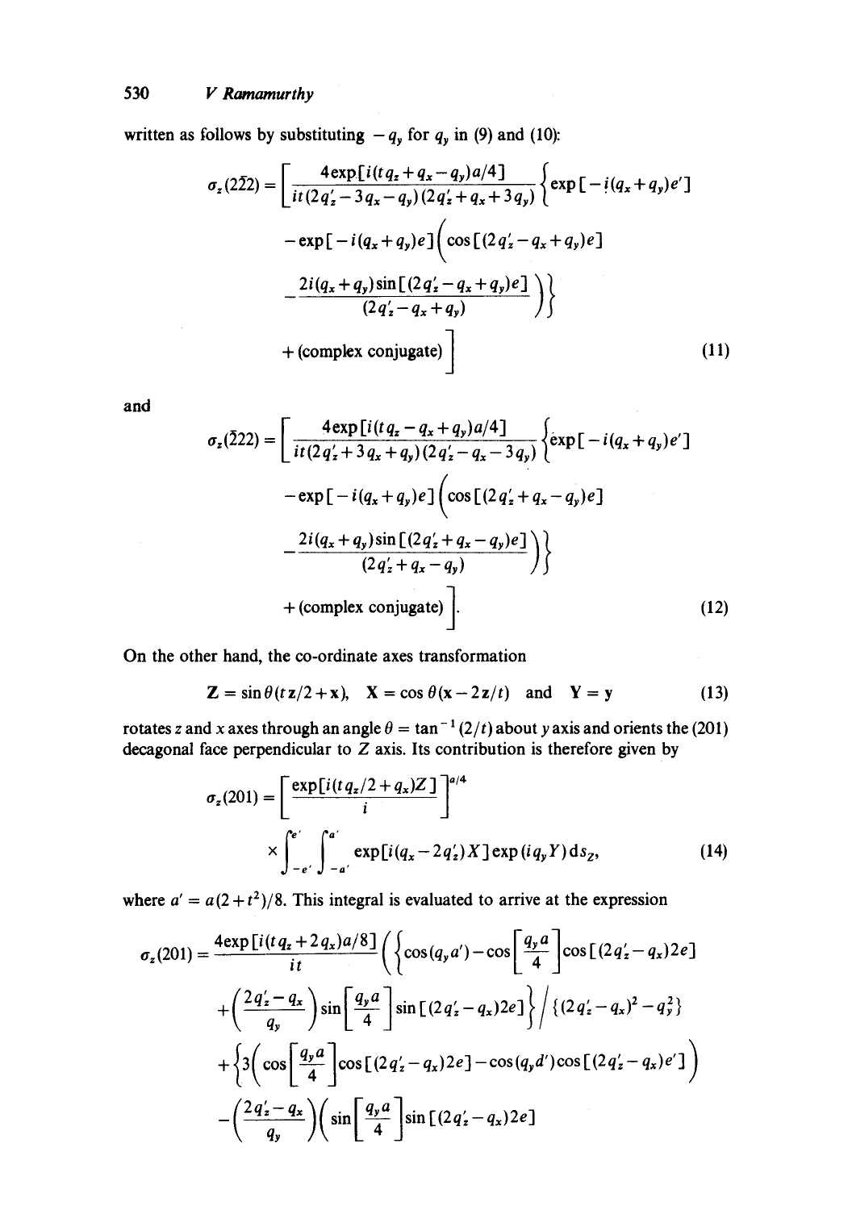written as follows by substituting $-q_y$ for $q_y$ in (9) and (10):

$$\sigma_z(2\bar{2}2) = \left[ \frac{4\exp[i(tq_z + q_x - q_y)a/4]}{it(2q_z' - 3q_x - q_y)(2q_z' + q_x + 3q_y)} \left\{ \exp[-i(q_x + q_y)e'] \right.\right.$$
$$- \exp[-i(q_x + q_y)e] \left( \cos[(2q_z' - q_x + q_y)e] \right.$$
$$\left.\left. - \frac{2i(q_x + q_y)\sin[(2q_z' - q_x + q_y)e]}{(2q_z' - q_x + q_y)} \right) \right\}$$
$$\left. + \text{(complex conjugate)} \right] \tag{11}$$

and

$$\sigma_z(\bar{2}22) = \left[ \frac{4\exp[i(tq_z - q_x + q_y)a/4]}{it(2q_z' + 3q_x + q_y)(2q_z' - q_x - 3q_y)} \left\{ \exp[-i(q_x + q_y)e'] \right.\right.$$
$$- \exp[-i(q_x + q_y)e] \left( \cos[(2q_z' + q_x - q_y)e] \right.$$
$$\left.\left. - \frac{2i(q_x + q_y)\sin[(2q_z' + q_x - q_y)e]}{(2q_z' + q_x - q_y)} \right) \right\}$$
$$\left. + \text{(complex conjugate)} \right]. \tag{12}$$

On the other hand, the co-ordinate axes transformation

$$\mathbf{Z} = \sin\theta(t\mathbf{z}/2 + \mathbf{x}), \quad \mathbf{X} = \cos\theta(\mathbf{x} - 2\mathbf{z}/t) \quad \text{and} \quad \mathbf{Y} = \mathbf{y} \tag{13}$$

rotates $z$ and $x$ axes through an angle $\theta = \tan^{-1}(2/t)$ about $y$ axis and orients the (201) decagonal face perpendicular to $Z$ axis. Its contribution is therefore given by

$$\sigma_z(201) = \left[ \frac{\exp[i(tq_z/2 + q_x)Z]}{i} \right]^{a/4}$$
$$\times \int_{-e'}^{e'} \int_{-a'}^{a'} \exp[i(q_x - 2q_z')X] \exp(iq_y Y) \, \mathrm{d}s_Z, \tag{14}$$

where $a' = a(2 + t^2)/8$. This integral is evaluated to arrive at the expression

$$\sigma_z(201) = \frac{4\exp[i(tq_z + 2q_x)a/8]}{it} \left( \left\{ \cos(q_y a') - \cos\left[\frac{q_y a}{4}\right] \cos[(2q_z' - q_x)2e] \right.\right.$$
$$\left. + \left( \frac{2q_z' - q_x}{q_y} \right) \sin\left[\frac{q_y a}{4}\right] \sin[(2q_z' - q_x)2e] \right\} \Big/ \{(2q_z' - q_x)^2 - q_y^2\}$$
$$+ \left\{ 3\left( \cos\left[\frac{q_y a}{4}\right] \cos[(2q_z' - q_x)2e] - \cos(q_y d')\cos[(2q_z' - q_x)e'] \right) \right.$$
$$- \left( \frac{2q_z' - q_x}{q_y} \right) \left( \sin\left[\frac{q_y a}{4}\right] \sin[(2q_z' - q_x)2e] \right.$$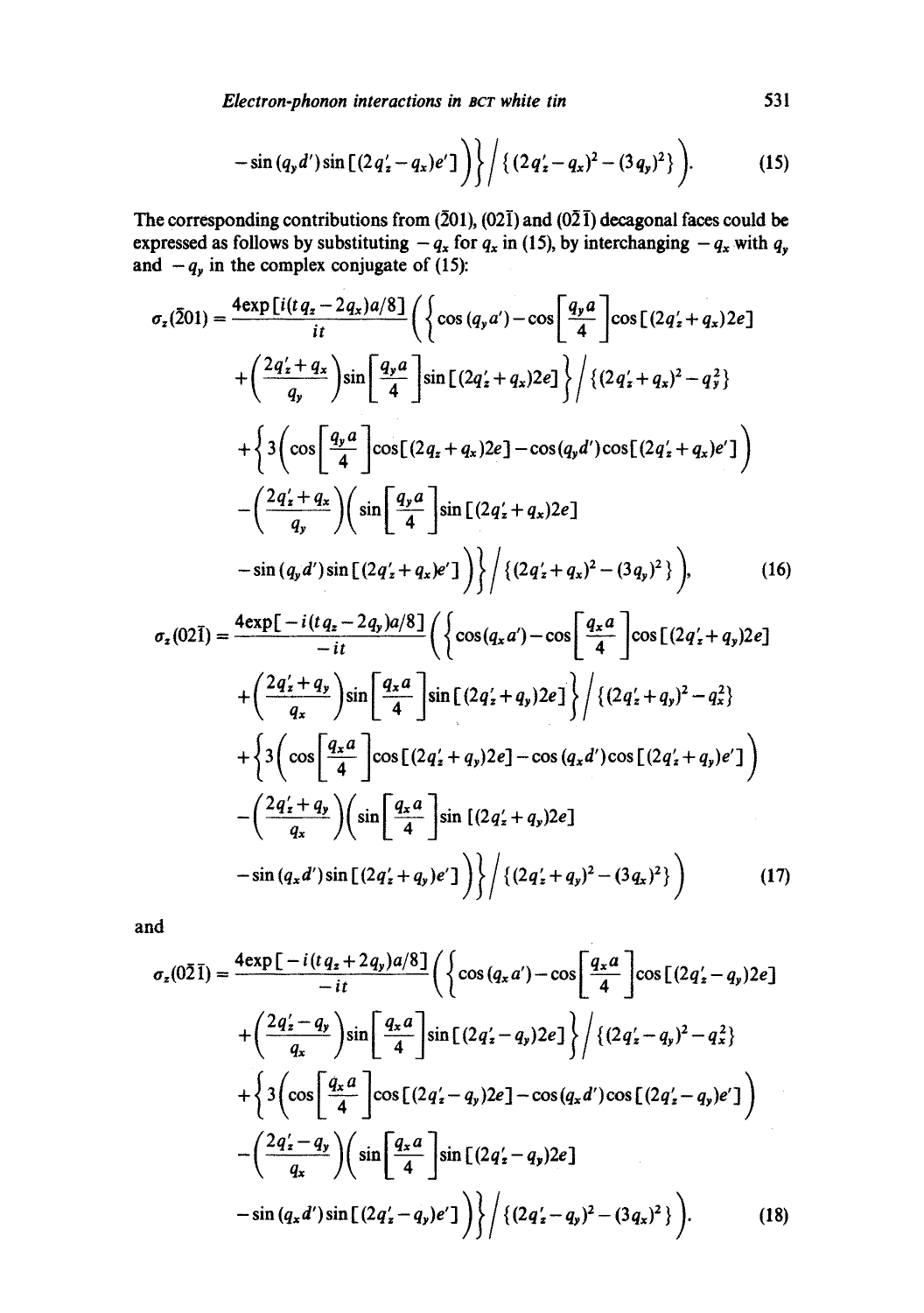$$- \sin(q_y d') \sin[(2q'_z - q_x)e'] \Big) \Big\} \Big/ \{(2q'_z - q_x)^2 - (3q_y)^2\} \Big). \tag{15}$$

The corresponding contributions from $(\bar{2}01)$, $(02\bar{1})$ and $(0\bar{2}\bar{1})$ decagonal faces could be expressed as follows by substituting $-q_x$ for $q_x$ in (15), by interchanging $-q_x$ with $q_y$ and $-q_y$ in the complex conjugate of (15):

$$\sigma_z(\bar{2}01) = \frac{4\exp[i(tq_z - 2q_x)a/8]}{it} \Bigg( \Bigg\{ \cos(q_y a') - \cos\left[\frac{q_y a}{4}\right] \cos[(2q'_z + q_x)2e]$$
$$+ \left(\frac{2q'_z + q_x}{q_y}\right) \sin\left[\frac{q_y a}{4}\right] \sin[(2q'_z + q_x)2e] \Bigg\} \Big/ \{(2q'_z + q_x)^2 - q_y^2\}$$
$$+ \Bigg\{ 3\left( \cos\left[\frac{q_y a}{4}\right] \cos[(2q_z + q_x)2e] - \cos(q_y d') \cos[(2q'_z + q_x)e'] \right)$$
$$- \left(\frac{2q'_z + q_x}{q_y}\right) \Bigg( \sin\left[\frac{q_y a}{4}\right] \sin[(2q'_z + q_x)2e]$$
$$- \sin(q_y d') \sin[(2q'_z + q_x)e'] \Bigg) \Bigg\} \Big/ \{(2q'_z + q_x)^2 - (3q_y)^2\} \Bigg), \tag{16}$$

$$\sigma_z(02\bar{1}) = \frac{4\exp[-i(tq_z - 2q_y)a/8]}{-it} \Bigg( \Bigg\{ \cos(q_x a') - \cos\left[\frac{q_x a}{4}\right] \cos[(2q'_z + q_y)2e]$$
$$+ \left(\frac{2q'_z + q_y}{q_x}\right) \sin\left[\frac{q_x a}{4}\right] \sin[(2q'_z + q_y)2e] \Bigg\} \Big/ \{(2q'_z + q_y)^2 - q_x^2\}$$
$$+ \Bigg\{ 3\left( \cos\left[\frac{q_x a}{4}\right] \cos[(2q'_z + q_y)2e] - \cos(q_x d') \cos[(2q'_z + q_y)e'] \right)$$
$$- \left(\frac{2q'_z + q_y}{q_x}\right) \Bigg( \sin\left[\frac{q_x a}{4}\right] \sin[(2q'_z + q_y)2e]$$
$$- \sin(q_x d') \sin[(2q'_z + q_y)e'] \Bigg) \Bigg\} \Big/ \{(2q'_z + q_y)^2 - (3q_x)^2\} \Bigg) \tag{17}$$

and

$$\sigma_z(0\bar{2}\bar{1}) = \frac{4\exp[-i(tq_z + 2q_y)a/8]}{-it} \Bigg( \Bigg\{ \cos(q_x a') - \cos\left[\frac{q_x a}{4}\right] \cos[(2q'_z - q_y)2e]$$
$$+ \left(\frac{2q'_z - q_y}{q_x}\right) \sin\left[\frac{q_x a}{4}\right] \sin[(2q'_z - q_y)2e] \Bigg\} \Big/ \{(2q'_z - q_y)^2 - q_x^2\}$$
$$+ \Bigg\{ 3\left( \cos\left[\frac{q_x a}{4}\right] \cos[(2q'_z - q_y)2e] - \cos(q_x d') \cos[(2q'_z - q_y)e'] \right)$$
$$- \left(\frac{2q'_z - q_y}{q_x}\right) \Bigg( \sin\left[\frac{q_x a}{4}\right] \sin[(2q'_z - q_y)2e]$$
$$- \sin(q_x d') \sin[(2q'_z - q_y)e'] \Bigg) \Bigg\} \Big/ \{(2q'_z - q_y)^2 - (3q_x)^2\} \Bigg). \tag{18}$$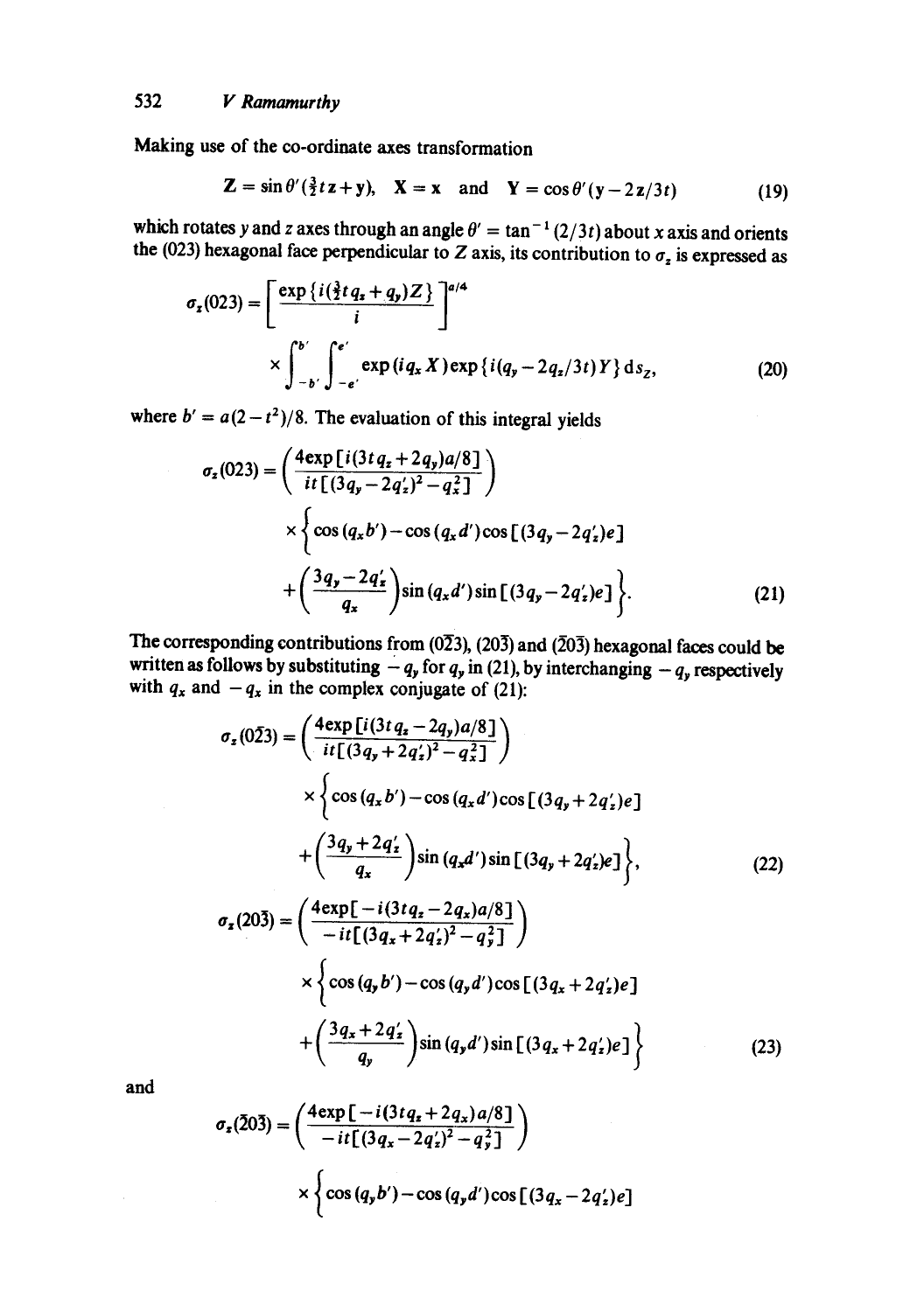Making use of the co-ordinate axes transformation

$$Z = \sin\theta'(\tfrac{3}{2}tz + y), \quad X = x \quad \text{and} \quad Y = \cos\theta'(y - 2z/3t) \tag{19}$$

which rotates $y$ and $z$ axes through an angle $\theta' = \tan^{-1}(2/3t)$ about $x$ axis and orients the (023) hexagonal face perpendicular to $Z$ axis, its contribution to $\sigma_z$ is expressed as

$$\sigma_z(023) = \left[\frac{\exp\{i(\tfrac{3}{2}tq_z + q_y)Z\}}{i}\right]^{a/4} \times \int_{-b'}^{b'}\int_{-e'}^{e'} \exp(iq_x X)\exp\{i(q_y - 2q_z/3t)Y\}\,\mathrm{d}s_Z, \tag{20}$$

where $b' = a(2 - t^2)/8$. The evaluation of this integral yields

$$\sigma_z(023) = \left(\frac{4\exp[i(3tq_z + 2q_y)a/8]}{it[(3q_y - 2q_z')^2 - q_x^2]}\right) \times \left\{\cos(q_x b') - \cos(q_x d')\cos[(3q_y - 2q_z')e] + \left(\frac{3q_y - 2q_z'}{q_x}\right)\sin(q_x d')\sin[(3q_y - 2q_z')e]\right\}. \tag{21}$$

The corresponding contributions from $(0\bar{2}3)$, $(20\bar{3})$ and $(\bar{2}0\bar{3})$ hexagonal faces could be written as follows by substituting $-q_y$ for $q_y$ in (21), by interchanging $-q_y$ respectively with $q_x$ and $-q_x$ in the complex conjugate of (21):

$$\sigma_z(0\bar{2}3) = \left(\frac{4\exp[i(3tq_z - 2q_y)a/8]}{it[(3q_y + 2q_z')^2 - q_x^2]}\right) \times \left\{\cos(q_x b') - \cos(q_x d')\cos[(3q_y + 2q_z')e] + \left(\frac{3q_y + 2q_z'}{q_x}\right)\sin(q_x d')\sin[(3q_y + 2q_z')e]\right\}, \tag{22}$$

$$\sigma_z(20\bar{3}) = \left(\frac{4\exp[-i(3tq_z - 2q_x)a/8]}{-it[(3q_x + 2q_z')^2 - q_y^2]}\right) \times \left\{\cos(q_y b') - \cos(q_y d')\cos[(3q_x + 2q_z')e] + \left(\frac{3q_x + 2q_z'}{q_y}\right)\sin(q_y d')\sin[(3q_x + 2q_z')e]\right\} \tag{23}$$

and

$$\sigma_z(\bar{2}0\bar{3}) = \left(\frac{4\exp[-i(3tq_z + 2q_x)a/8]}{-it[(3q_x - 2q_z')^2 - q_y^2]}\right) \times \left\{\cos(q_y b') - \cos(q_y d')\cos[(3q_x - 2q_z')e]\right.$$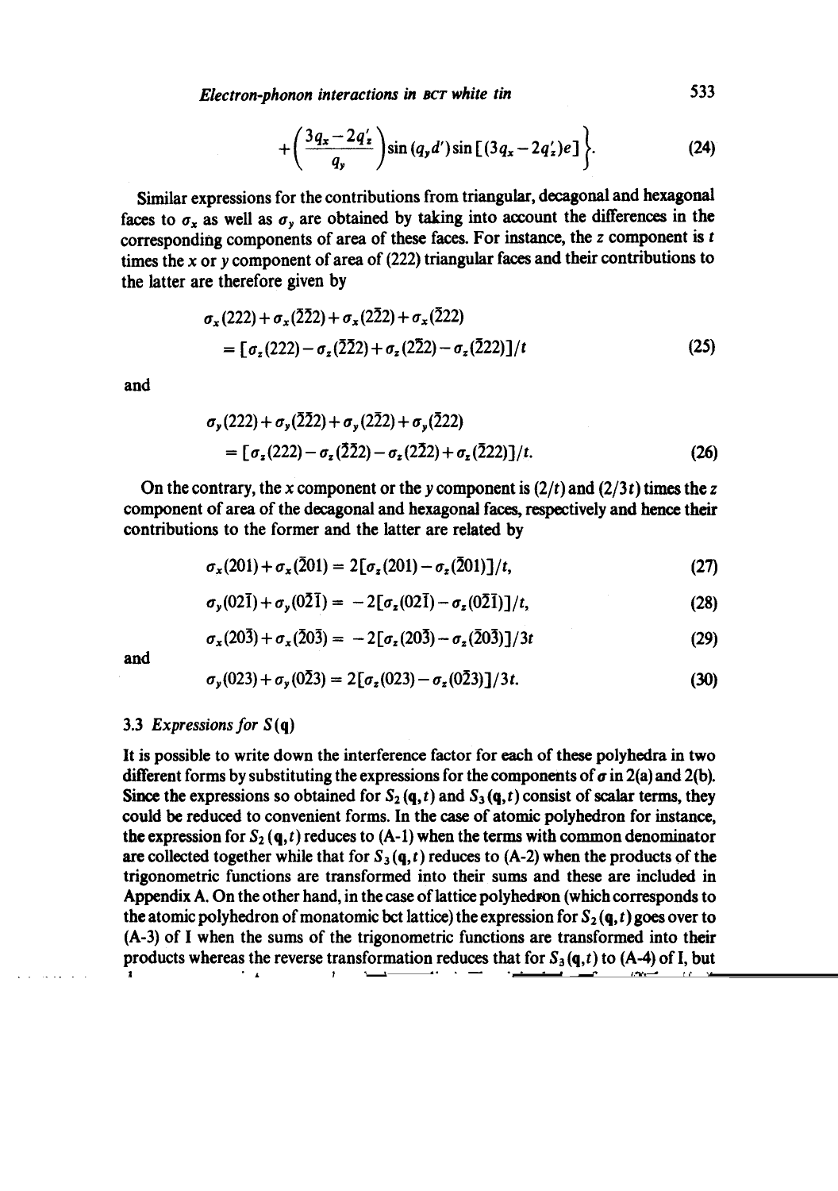$$+\left(\frac{3q_x - 2q_z'}{q_y}\right)\sin(q_y d')\sin[(3q_x - 2q_z')e]\bigg\}. \tag{24}$$

Similar expressions for the contributions from triangular, decagonal and hexagonal faces to $\sigma_x$ as well as $\sigma_y$ are obtained by taking into account the differences in the corresponding components of area of these faces. For instance, the $z$ component is $t$ times the $x$ or $y$ component of area of (222) triangular faces and their contributions to the latter are therefore given by

$$\begin{aligned}
&\sigma_x(222) + \sigma_x(\bar{2}\bar{2}2) + \sigma_x(2\bar{2}2) + \sigma_x(\bar{2}22) \\
&\quad = [\sigma_z(222) - \sigma_z(\bar{2}\bar{2}2) + \sigma_z(2\bar{2}2) - \sigma_z(\bar{2}22)]/t
\end{aligned} \tag{25}$$

and

$$\begin{aligned}
&\sigma_y(222) + \sigma_y(\bar{2}\bar{2}2) + \sigma_y(2\bar{2}2) + \sigma_y(\bar{2}22) \\
&\quad = [\sigma_z(222) - \sigma_z(\bar{2}\bar{2}2) - \sigma_z(2\bar{2}2) + \sigma_z(\bar{2}22)]/t.
\end{aligned} \tag{26}$$

On the contrary, the $x$ component or the $y$ component is $(2/t)$ and $(2/3t)$ times the $z$ component of area of the decagonal and hexagonal faces, respectively and hence their contributions to the former and the latter are related by

$$\sigma_x(201) + \sigma_x(\bar{2}01) = 2[\sigma_z(201) - \sigma_z(\bar{2}01)]/t, \tag{27}$$

$$\sigma_y(02\bar{1}) + \sigma_y(0\bar{2}\bar{1}) = -2[\sigma_z(02\bar{1}) - \sigma_z(0\bar{2}\bar{1})]/t, \tag{28}$$

$$\sigma_x(20\bar{3}) + \sigma_x(\bar{2}0\bar{3}) = -2[\sigma_z(20\bar{3}) - \sigma_z(\bar{2}0\bar{3})]/3t \tag{29}$$

and

$$\sigma_y(023) + \sigma_y(0\bar{2}3) = 2[\sigma_z(023) - \sigma_z(0\bar{2}3)]/3t. \tag{30}$$

### 3.3 *Expressions for* $S(\mathbf{q})$

It is possible to write down the interference factor for each of these polyhedra in two different forms by substituting the expressions for the components of $\sigma$ in 2(a) and 2(b). Since the expressions so obtained for $S_2(\mathbf{q}, t)$ and $S_3(\mathbf{q}, t)$ consist of scalar terms, they could be reduced to convenient forms. In the case of atomic polyhedron for instance, the expression for $S_2(\mathbf{q}, t)$ reduces to (A-1) when the terms with common denominator are collected together while that for $S_3(\mathbf{q}, t)$ reduces to (A-2) when the products of the trigonometric functions are transformed into their sums and these are included in Appendix A. On the other hand, in the case of lattice polyhedron (which corresponds to the atomic polyhedron of monatomic bct lattice) the expression for $S_2(\mathbf{q}, t)$ goes over to (A-3) of I when the sums of the trigonometric functions are transformed into their products whereas the reverse transformation reduces that for $S_3(\mathbf{q}, t)$ to (A-4) of I, but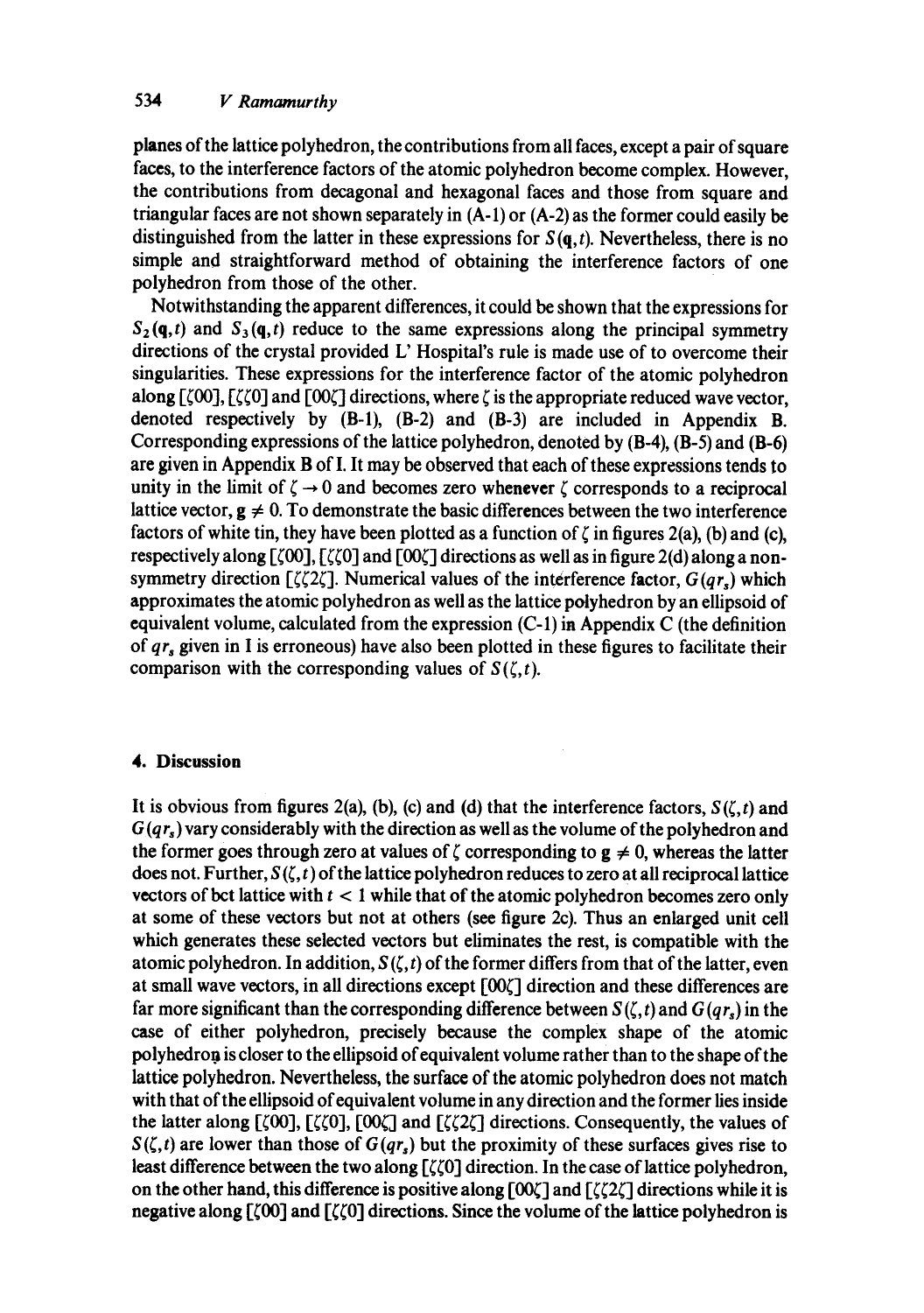planes of the lattice polyhedron, the contributions from all faces, except a pair of square faces, to the interference factors of the atomic polyhedron become complex. However, the contributions from decagonal and hexagonal faces and those from square and triangular faces are not shown separately in (A-1) or (A-2) as the former could easily be distinguished from the latter in these expressions for $S(\mathbf{q},t)$. Nevertheless, there is no simple and straightforward method of obtaining the interference factors of one polyhedron from those of the other.

Notwithstanding the apparent differences, it could be shown that the expressions for $S_2(\mathbf{q},t)$ and $S_3(\mathbf{q},t)$ reduce to the same expressions along the principal symmetry directions of the crystal provided L' Hospital's rule is made use of to overcome their singularities. These expressions for the interference factor of the atomic polyhedron along [$\zeta$00], [$\zeta\zeta$0] and [00$\zeta$] directions, where $\zeta$ is the appropriate reduced wave vector, denoted respectively by (B-1), (B-2) and (B-3) are included in Appendix B. Corresponding expressions of the lattice polyhedron, denoted by (B-4), (B-5) and (B-6) are given in Appendix B of I. It may be observed that each of these expressions tends to unity in the limit of $\zeta \to 0$ and becomes zero whenever $\zeta$ corresponds to a reciprocal lattice vector, $\mathbf{g} \neq 0$. To demonstrate the basic differences between the two interference factors of white tin, they have been plotted as a function of $\zeta$ in figures 2(a), (b) and (c), respectively along [$\zeta$00], [$\zeta\zeta$0] and [00$\zeta$] directions as well as in figure 2(d) along a non-symmetry direction [$\zeta\zeta 2\zeta$]. Numerical values of the interference factor, $G(qr_s)$ which approximates the atomic polyhedron as well as the lattice polyhedron by an ellipsoid of equivalent volume, calculated from the expression (C-1) in Appendix C (the definition of $qr_s$ given in I is erroneous) have also been plotted in these figures to facilitate their comparison with the corresponding values of $S(\zeta,t)$.

## 4. Discussion

It is obvious from figures 2(a), (b), (c) and (d) that the interference factors, $S(\zeta,t)$ and $G(qr_s)$ vary considerably with the direction as well as the volume of the polyhedron and the former goes through zero at values of $\zeta$ corresponding to $\mathbf{g} \neq 0$, whereas the latter does not. Further, $S(\zeta,t)$ of the lattice polyhedron reduces to zero at all reciprocal lattice vectors of bct lattice with $t < 1$ while that of the atomic polyhedron becomes zero only at some of these vectors but not at others (see figure 2c). Thus an enlarged unit cell which generates these selected vectors but eliminates the rest, is compatible with the atomic polyhedron. In addition, $S(\zeta,t)$ of the former differs from that of the latter, even at small wave vectors, in all directions except [00$\zeta$] direction and these differences are far more significant than the corresponding difference between $S(\zeta,t)$ and $G(qr_s)$ in the case of either polyhedron, precisely because the complex shape of the atomic polyhedron is closer to the ellipsoid of equivalent volume rather than to the shape of the lattice polyhedron. Nevertheless, the surface of the atomic polyhedron does not match with that of the ellipsoid of equivalent volume in any direction and the former lies inside the latter along [$\zeta$00], [$\zeta\zeta$0], [00$\zeta$] and [$\zeta\zeta 2\zeta$] directions. Consequently, the values of $S(\zeta,t)$ are lower than those of $G(qr_s)$ but the proximity of these surfaces gives rise to least difference between the two along [$\zeta\zeta$0] direction. In the case of lattice polyhedron, on the other hand, this difference is positive along [00$\zeta$] and [$\zeta\zeta 2\zeta$] directions while it is negative along [$\zeta$00] and [$\zeta\zeta$0] directions. Since the volume of the lattice polyhedron is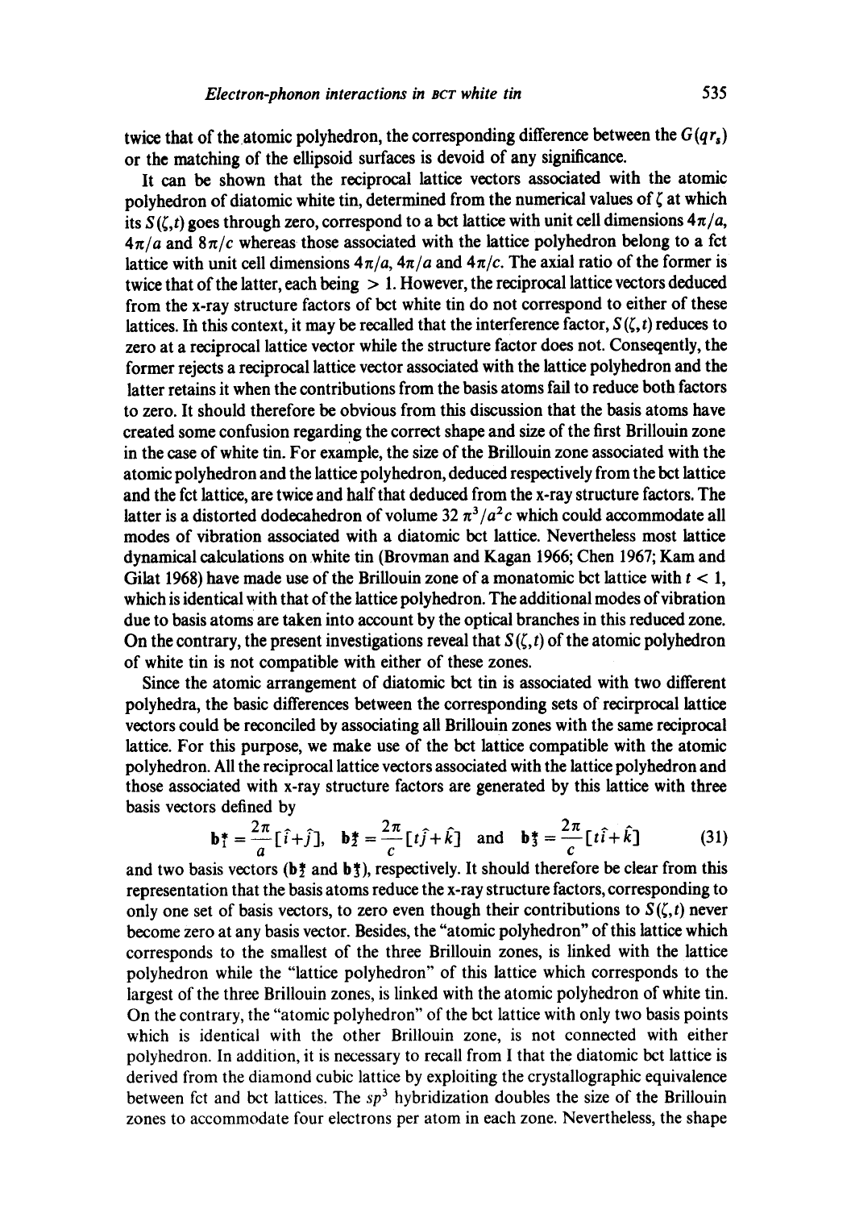twice that of the atomic polyhedron, the corresponding difference between the $G(qr_s)$ or the matching of the ellipsoid surfaces is devoid of any significance.

It can be shown that the reciprocal lattice vectors associated with the atomic polyhedron of diatomic white tin, determined from the numerical values of $\zeta$ at which its $S(\zeta,t)$ goes through zero, correspond to a bct lattice with unit cell dimensions $4\pi/a$, $4\pi/a$ and $8\pi/c$ whereas those associated with the lattice polyhedron belong to a fct lattice with unit cell dimensions $4\pi/a$, $4\pi/a$ and $4\pi/c$. The axial ratio of the former is twice that of the latter, each being $> 1$. However, the reciprocal lattice vectors deduced from the x-ray structure factors of bct white tin do not correspond to either of these lattices. In this context, it may be recalled that the interference factor, $S(\zeta,t)$ reduces to zero at a reciprocal lattice vector while the structure factor does not. Conseqently, the former rejects a reciprocal lattice vector associated with the lattice polyhedron and the latter retains it when the contributions from the basis atoms fail to reduce both factors to zero. It should therefore be obvious from this discussion that the basis atoms have created some confusion regarding the correct shape and size of the first Brillouin zone in the case of white tin. For example, the size of the Brillouin zone associated with the atomic polyhedron and the lattice polyhedron, deduced respectively from the bct lattice and the fct lattice, are twice and half that deduced from the x-ray structure factors. The latter is a distorted dodecahedron of volume $32\pi^3/a^2c$ which could accommodate all modes of vibration associated with a diatomic bct lattice. Nevertheless most lattice dynamical calculations on white tin (Brovman and Kagan 1966; Chen 1967; Kam and Gilat 1968) have made use of the Brillouin zone of a monatomic bct lattice with $t < 1$, which is identical with that of the lattice polyhedron. The additional modes of vibration due to basis atoms are taken into account by the optical branches in this reduced zone. On the contrary, the present investigations reveal that $S(\zeta,t)$ of the atomic polyhedron of white tin is not compatible with either of these zones.

Since the atomic arrangement of diatomic bct tin is associated with two different polyhedra, the basic differences between the corresponding sets of recirprocal lattice vectors could be reconciled by associating all Brillouin zones with the same reciprocal lattice. For this purpose, we make use of the bct lattice compatible with the atomic polyhedron. All the reciprocal lattice vectors associated with the lattice polyhedron and those associated with x-ray structure factors are generated by this lattice with three basis vectors defined by

$$\mathbf{b}_1^* = \frac{2\pi}{a}[\hat{i}+\hat{j}], \quad \mathbf{b}_2^* = \frac{2\pi}{c}[t\hat{j}+\hat{k}] \quad \text{and} \quad \mathbf{b}_3^* = \frac{2\pi}{c}[t\hat{i}+\hat{k}] \tag{31}$$

and two basis vectors ($\mathbf{b}_2^*$ and $\mathbf{b}_3^*$), respectively. It should therefore be clear from this representation that the basis atoms reduce the x-ray structure factors, corresponding to only one set of basis vectors, to zero even though their contributions to $S(\zeta,t)$ never become zero at any basis vector. Besides, the "atomic polyhedron" of this lattice which corresponds to the smallest of the three Brillouin zones, is linked with the lattice polyhedron while the "lattice polyhedron" of this lattice which corresponds to the largest of the three Brillouin zones, is linked with the atomic polyhedron of white tin. On the contrary, the "atomic polyhedron" of the bct lattice with only two basis points which is identical with the other Brillouin zone, is not connected with either polyhedron. In addition, it is necessary to recall from I that the diatomic bct lattice is derived from the diamond cubic lattice by exploiting the crystallographic equivalence between fct and bct lattices. The $sp^3$ hybridization doubles the size of the Brillouin zones to accommodate four electrons per atom in each zone. Nevertheless, the shape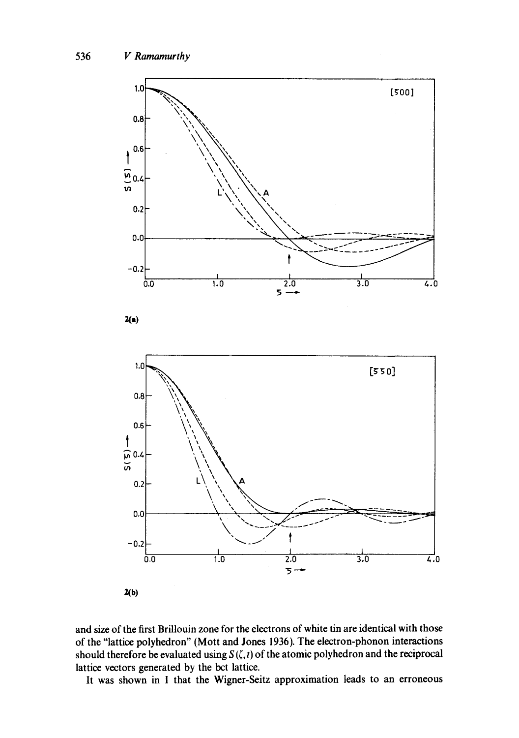2(a)

2(b)

and size of the first Brillouin zone for the electrons of white tin are identical with those of the "lattice polyhedron" (Mott and Jones 1936). The electron-phonon interactions should therefore be evaluated using $S(\zeta, t)$ of the atomic polyhedron and the reciprocal lattice vectors generated by the bct lattice.

It was shown in I that the Wigner-Seitz approximation leads to an erroneous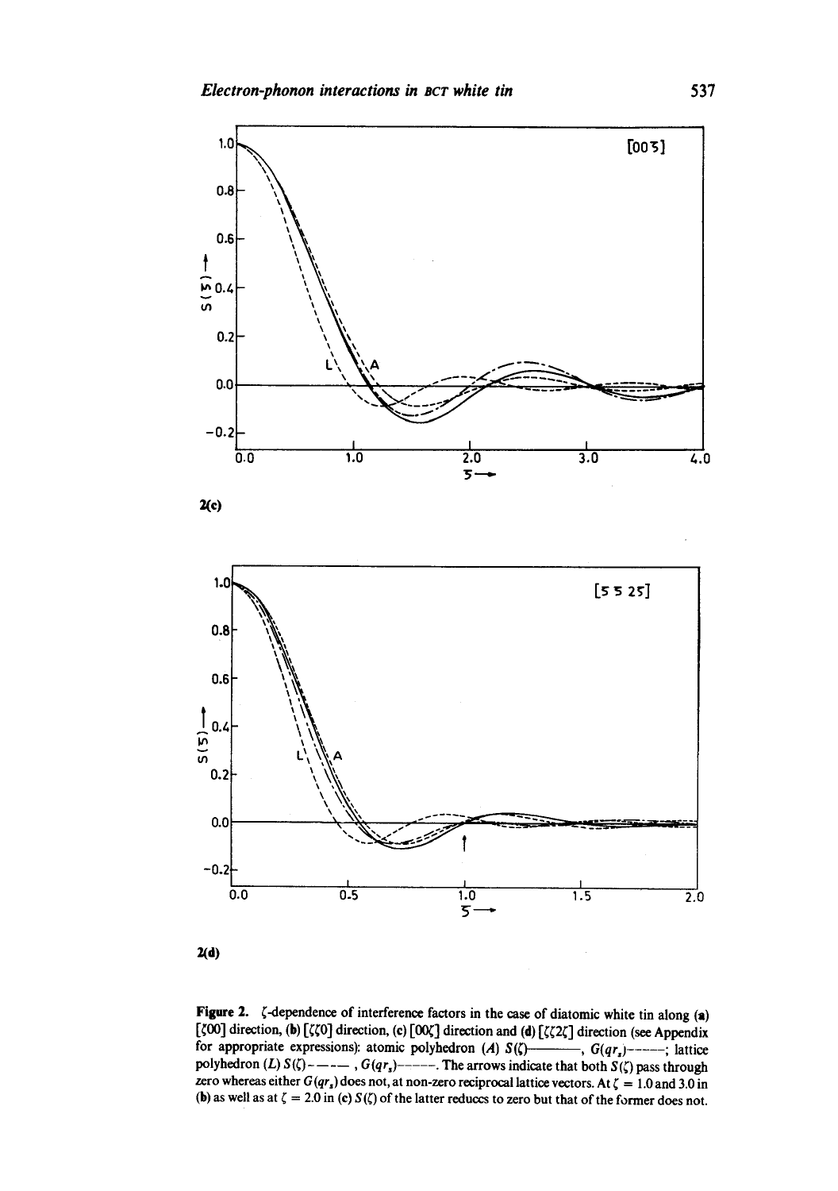2(c)

2(d)

**Figure 2.** $\zeta$-dependence of interference factors in the case of diatomic white tin along (a) $[\zeta 00]$ direction, (b) $[\zeta\zeta 0]$ direction, (c) $[00\zeta]$ direction and (d) $[\zeta\zeta 2\zeta]$ direction (see Appendix for appropriate expressions): atomic polyhedron ($A$) $S(\zeta)$———, $G(qr_s)$-·-·-·-; lattice polyhedron ($L$) $S(\zeta)$— — —, $G(qr_s)$- - - - -. The arrows indicate that both $S(\zeta)$ pass through zero whereas either $G(qr_s)$ does not, at non-zero reciprocal lattice vectors. At $\zeta = 1.0$ and 3.0 in (b) as well as at $\zeta = 2.0$ in (c) $S(\zeta)$ of the latter reduces to zero but that of the former does not.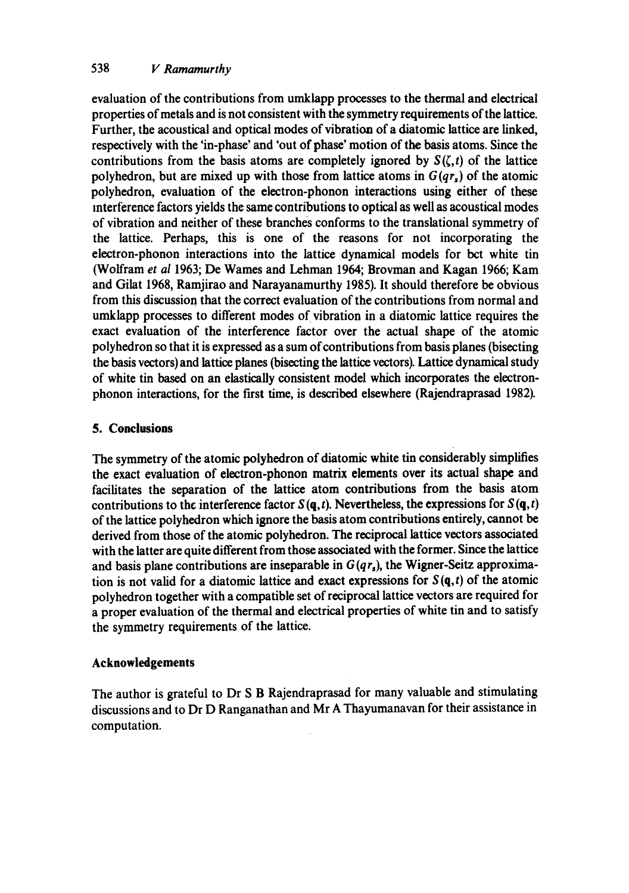evaluation of the contributions from umklapp processes to the thermal and electrical properties of metals and is not consistent with the symmetry requirements of the lattice. Further, the acoustical and optical modes of vibration of a diatomic lattice are linked, respectively with the 'in-phase' and 'out of phase' motion of the basis atoms. Since the contributions from the basis atoms are completely ignored by $S(\zeta, t)$ of the lattice polyhedron, but are mixed up with those from lattice atoms in $G(qr_s)$ of the atomic polyhedron, evaluation of the electron-phonon interactions using either of these interference factors yields the same contributions to optical as well as acoustical modes of vibration and neither of these branches conforms to the translational symmetry of the lattice. Perhaps, this is one of the reasons for not incorporating the electron-phonon interactions into the lattice dynamical models for bct white tin (Wolfram *et al* 1963; De Wames and Lehman 1964; Brovman and Kagan 1966; Kam and Gilat 1968, Ramjirao and Narayanamurthy 1985). It should therefore be obvious from this discussion that the correct evaluation of the contributions from normal and umklapp processes to different modes of vibration in a diatomic lattice requires the exact evaluation of the interference factor over the actual shape of the atomic polyhedron so that it is expressed as a sum of contributions from basis planes (bisecting the basis vectors) and lattice planes (bisecting the lattice vectors). Lattice dynamical study of white tin based on an elastically consistent model which incorporates the electron-phonon interactions, for the first time, is described elsewhere (Rajendraprasad 1982).

## 5. Conclusions

The symmetry of the atomic polyhedron of diatomic white tin considerably simplifies the exact evaluation of electron-phonon matrix elements over its actual shape and facilitates the separation of the lattice atom contributions from the basis atom contributions to the interference factor $S(\mathbf{q}, t)$. Nevertheless, the expressions for $S(\mathbf{q}, t)$ of the lattice polyhedron which ignore the basis atom contributions entirely, cannot be derived from those of the atomic polyhedron. The reciprocal lattice vectors associated with the latter are quite different from those associated with the former. Since the lattice and basis plane contributions are inseparable in $G(qr_s)$, the Wigner-Seitz approximation is not valid for a diatomic lattice and exact expressions for $S(\mathbf{q}, t)$ of the atomic polyhedron together with a compatible set of reciprocal lattice vectors are required for a proper evaluation of the thermal and electrical properties of white tin and to satisfy the symmetry requirements of the lattice.

## Acknowledgements

The author is grateful to Dr S B Rajendraprasad for many valuable and stimulating discussions and to Dr D Ranganathan and Mr A Thayumanavan for their assistance in computation.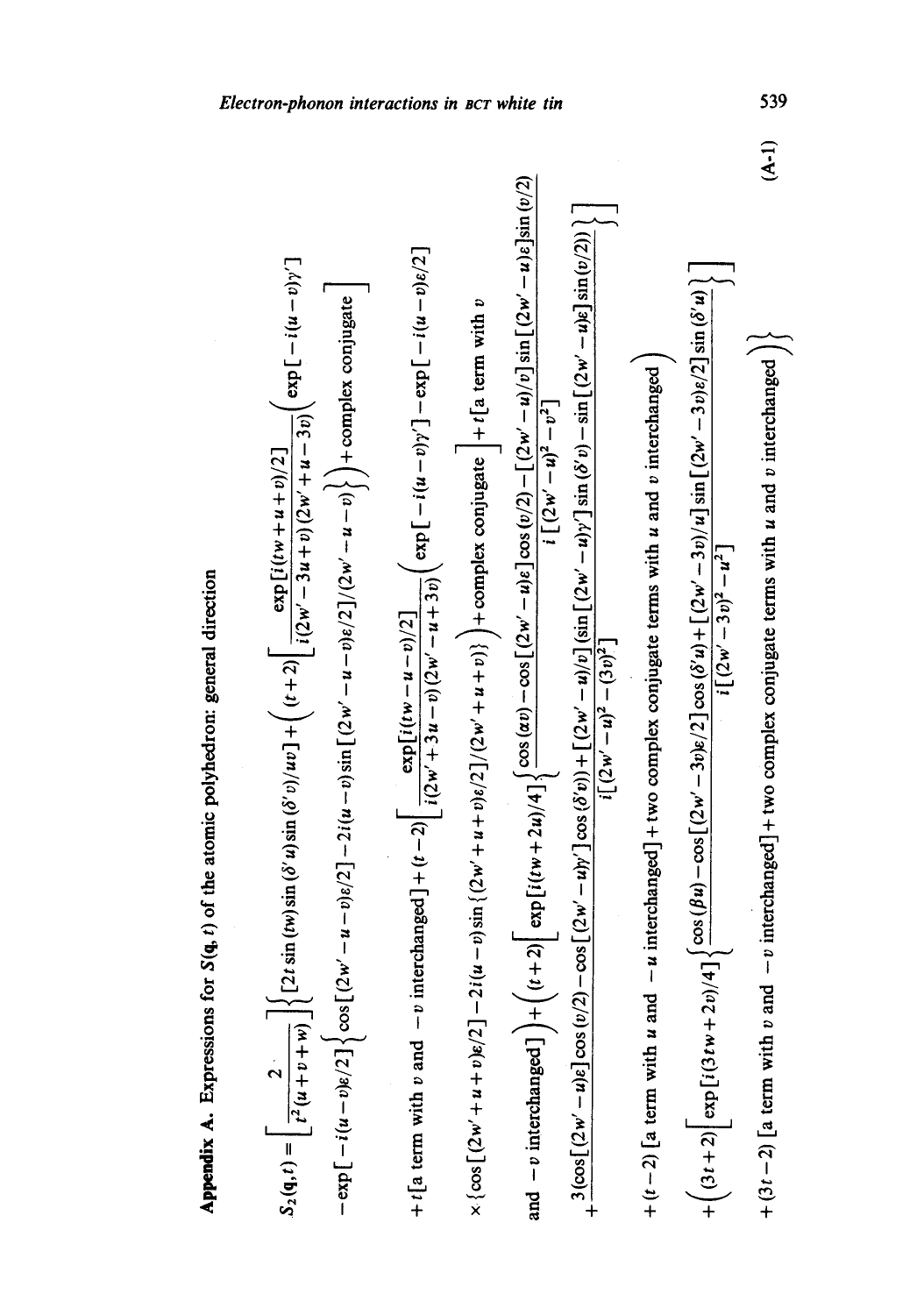**Appendix A.** Expressions for $S(\mathbf{q}, t)$ of the atomic polyhedron: general direction

$$
\begin{aligned}
S_2(\mathbf{q},t) = {} & \left[\frac{2}{t^2(u+v+w)}\right]\bigg\{[2t\sin(tw)\sin(\delta' u)\sin(\delta' v)/uv] + \bigg((t+2)\bigg[\frac{\exp[i(tw+u+v)/2]}{i(2w'-3u+v)(2w'+u-3v)}\bigg(\exp[-i(u-v)\gamma'] \\
& -\exp[-i(u-v)\varepsilon/2]\Big\{\cos[(2w'-u-v)\varepsilon/2] - 2i(u-v)\sin[(2w'-u-v)\varepsilon/2]/(2w'-u-v)\Big\}\bigg) + \text{complex conjugate}\bigg] \\
& + t[\text{a term with } v \text{ and } -v \text{ interchanged}] + (t-2)\bigg[\frac{\exp[i(tw-u-v)/2]}{i(2w'+3u-v)(2w'-u+3v)}\bigg(\exp[-i(u-v)\gamma'] - \exp[-i(u-v)\varepsilon/2] \\
& \times\Big\{\cos[(2w'+u+v)\varepsilon/2] - 2i(u-v)\sin\{(2w'+u+v)\varepsilon/2]/(2w'+u+v)\Big\}\bigg) + \text{complex conjugate}\bigg] + t[\text{a term with } v \\
& \text{and } -v \text{ interchanged}]\bigg) + \bigg((t+2)\bigg[\exp[i(tw+2u)/4]\bigg\{\frac{\cos(\alpha v) - \cos[(2w'-u)\varepsilon]\cos(v/2) - [(2w'-u)/v]\sin[(2w'-u)\varepsilon]\sin(v/2)}{i[(2w'-u)^2 - v^2]} \\
& + \frac{3(\cos[(2w'-u)\varepsilon]\cos(v/2) - \cos[(2w'-u)\gamma']\cos(\delta' v)) + [(2w'-u)/v](\sin[(2w'-u)\gamma']\sin(\delta' v) - \sin[(2w'-u)\varepsilon]\sin(v/2))}{i[(2w'-u)^2 - (3v)^2]}\bigg\}\bigg] \\
& + (t-2)[\text{a term with } u \text{ and } -u \text{ interchanged}] + \text{two complex conjugate terms with } u \text{ and } v \text{ interchanged}\bigg) \\
& + \bigg((3t+2)\bigg[\exp[i(3tw+2v)/4]\bigg\{\frac{\cos(\beta u) - \cos[(2w'-3v)\varepsilon/2]\cos(\delta' u) + [(2w'-3v)/u]\sin[(2w'-3v)\varepsilon/2]\sin(\delta' u)}{i[(2w'-3v)^2 - u^2]}\bigg\}\bigg] \\
& + (3t-2)[\text{a term with } v \text{ and } -v \text{ interchanged}] + \text{two complex conjugate terms with } u \text{ and } v \text{ interchanged}\bigg)\bigg\}
\end{aligned}
\tag{A-1}
$$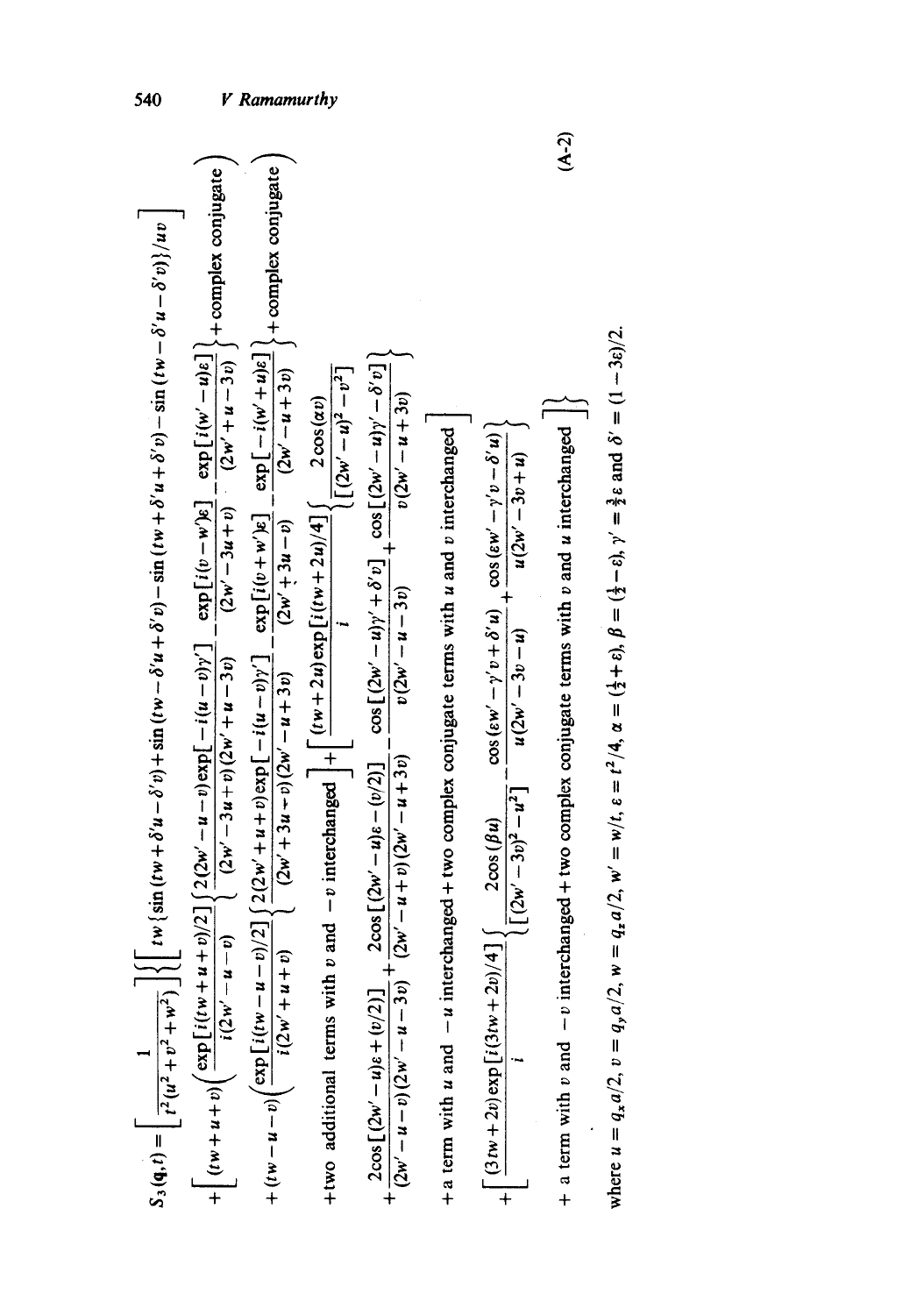$$
\begin{aligned}
S_3(\mathbf{q},t) = & \left[\frac{1}{t^2(u^2+v^2+w^2)}\right]\Bigg\{\Bigg[ tw\{\sin(tw+\delta' u-\delta' v)+\sin(tw-\delta' u+\delta' v)-\sin(tw+\delta' u+\delta' v)-\sin(tw-\delta' u-\delta' v)\}/uv \Bigg] \\
& +\Bigg[(tw+u+v)\left(\frac{\exp[i(tw+u+v)/2]}{i(2w'-u-v)}\right)\left\{\frac{2(2w'-u-v)\exp[-i(u-v)\gamma']}{(2w'-3u+v)(2w'+u-3v)}-\frac{\exp[i(v-w')\varepsilon]}{(2w'-3u+v)}-\frac{\exp[i(w'-u)\varepsilon]}{(2w'+u-3v)}\right\}+\text{complex conjugate}\right) \\
& +(tw-u-v)\left(\frac{\exp[i(tw-u-v)/2]}{i(2w'+u+v)}\right)\left\{\frac{2(2w'+u+v)\exp[-i(u-v)\gamma']}{(2w'+3u-v)(2w'-u+3v)}-\frac{\exp[i(v+w')\varepsilon]}{(2w'+3u-v)}-\frac{\exp[-i(w'+u)\varepsilon]}{(2w'-u+3v)}\right\}+\text{complex conjugate}\right) \\
& +\text{two additional terms with } v \text{ and } -v \text{ interchanged}\Bigg]+\Bigg[\frac{(tw+2u)\exp[i(tw+2u)/4]}{i}\Bigg\{\frac{2\cos(\alpha v)}{[(2w'-u)^2-v^2]} \\
& +\frac{2\cos[(2w'-u)\varepsilon+(v/2)]}{(2w'-u-v)(2w'-u-3v)}+\frac{2\cos[(2w'-u)\varepsilon-(v/2)]}{(2w'-u+v)(2w'-u+3v)}-\frac{\cos[(2w'-u)\gamma'+\delta' v]}{v(2w'-u-3v)}+\frac{\cos[(2w'-u)\gamma'-\delta' v]}{v(2w'-u+3v)}\Bigg\} \\
& +\text{a term with } u \text{ and } -u \text{ interchanged}+\text{two complex conjugate terms with } u \text{ and } v \text{ interchanged}\Bigg] \\
& +\Bigg[\frac{(3tw+2v)\exp[i(3tw+2v)/4]}{i}\Bigg\{\frac{2\cos(\beta u)}{[(2w'-3v)^2-u^2]}-\frac{\cos(\varepsilon w'-\gamma' v+\delta' u)}{u(2w'-3v-u)}+\frac{\cos(\varepsilon w'-\gamma' v-\delta' u)}{u(2w'-3v+u)}\Bigg\} \\
& +\text{a term with } v \text{ and } -v \text{ interchanged}+\text{two complex conjugate terms with } v \text{ and } u \text{ interchanged}\Bigg]\Bigg\}
\end{aligned}
\tag{A-2}
$$

where $u = q_x a/2$, $v = q_y a/2$, $w = q_z a/2$, $w' = w/t$, $\varepsilon = t^2/4$, $\alpha = (\frac{1}{2}+\varepsilon)$, $\beta = (\frac{1}{2}-\varepsilon)$, $\gamma' = \frac{3}{2}\varepsilon$ and $\delta' = (1-3\varepsilon)/2$.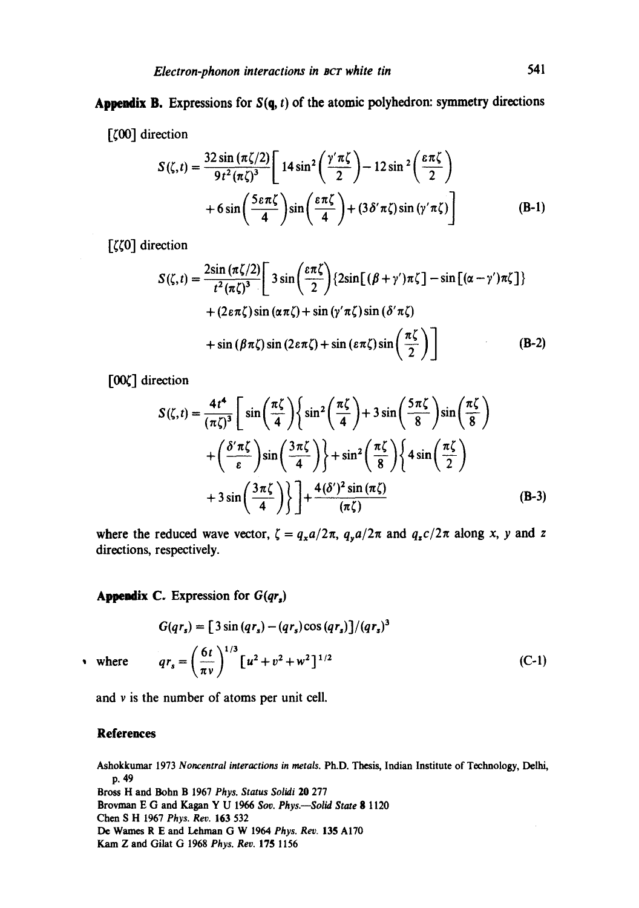**Appendix B.** Expressions for $S(\mathbf{q}, t)$ of the atomic polyhedron: symmetry directions

$[\zeta 00]$ direction

$$S(\zeta,t) = \frac{32\sin(\pi\zeta/2)}{9t^2(\pi\zeta)^3}\left[14\sin^2\left(\frac{\gamma'\pi\zeta}{2}\right) - 12\sin^2\left(\frac{\varepsilon\pi\zeta}{2}\right) + 6\sin\left(\frac{5\varepsilon\pi\zeta}{4}\right)\sin\left(\frac{\varepsilon\pi\zeta}{4}\right) + (3\delta'\pi\zeta)\sin(\gamma'\pi\zeta)\right] \tag{B-1}$$

$[\zeta\zeta 0]$ direction

$$S(\zeta,t) = \frac{2\sin(\pi\zeta/2)}{t^2(\pi\zeta)^3}\left[3\sin\left(\frac{\varepsilon\pi\zeta}{2}\right)\{2\sin[(\beta+\gamma')\pi\zeta] - \sin[(\alpha-\gamma')\pi\zeta]\} + (2\varepsilon\pi\zeta)\sin(\alpha\pi\zeta) + \sin(\gamma'\pi\zeta)\sin(\delta'\pi\zeta) + \sin(\beta\pi\zeta)\sin(2\varepsilon\pi\zeta) + \sin(\varepsilon\pi\zeta)\sin\left(\frac{\pi\zeta}{2}\right)\right] \tag{B-2}$$

$[00\zeta]$ direction

$$S(\zeta,t) = \frac{4t^4}{(\pi\zeta)^3}\left[\sin\left(\frac{\pi\zeta}{4}\right)\left\{\sin^2\left(\frac{\pi\zeta}{4}\right) + 3\sin\left(\frac{5\pi\zeta}{8}\right)\sin\left(\frac{\pi\zeta}{8}\right) + \left(\frac{\delta'\pi\zeta}{\varepsilon}\right)\sin\left(\frac{3\pi\zeta}{4}\right)\right\} + \sin^2\left(\frac{\pi\zeta}{8}\right)\left\{4\sin\left(\frac{\pi\zeta}{2}\right) + 3\sin\left(\frac{3\pi\zeta}{4}\right)\right\}\right] + \frac{4(\delta')^2\sin(\pi\zeta)}{(\pi\zeta)} \tag{B-3}$$

where the reduced wave vector, $\zeta = q_x a/2\pi$, $q_y a/2\pi$ and $q_z c/2\pi$ along $x$, $y$ and $z$ directions, respectively.

**Appendix C.** Expression for $G(qr_s)$

$$G(qr_s) = [3\sin(qr_s) - (qr_s)\cos(qr_s)]/(qr_s)^3$$

where $$qr_s = \left(\frac{6t}{\pi v}\right)^{1/3}[u^2+v^2+w^2]^{1/2} \tag{C-1}$$

and $v$ is the number of atoms per unit cell.

## References

Ashokkumar 1973 *Noncentral interactions in metals*. Ph.D. Thesis, Indian Institute of Technology, Delhi, p. 49

Bross H and Bohn B 1967 *Phys. Status Solidi* **20** 277

Brovman E G and Kagan Y U 1966 *Sov. Phys.—Solid State* **8** 1120

Chen S H 1967 *Phys. Rev.* **163** 532

De Wames R E and Lehman G W 1964 *Phys. Rev.* **135** A170

Kam Z and Gilat G 1968 *Phys. Rev.* **175** 1156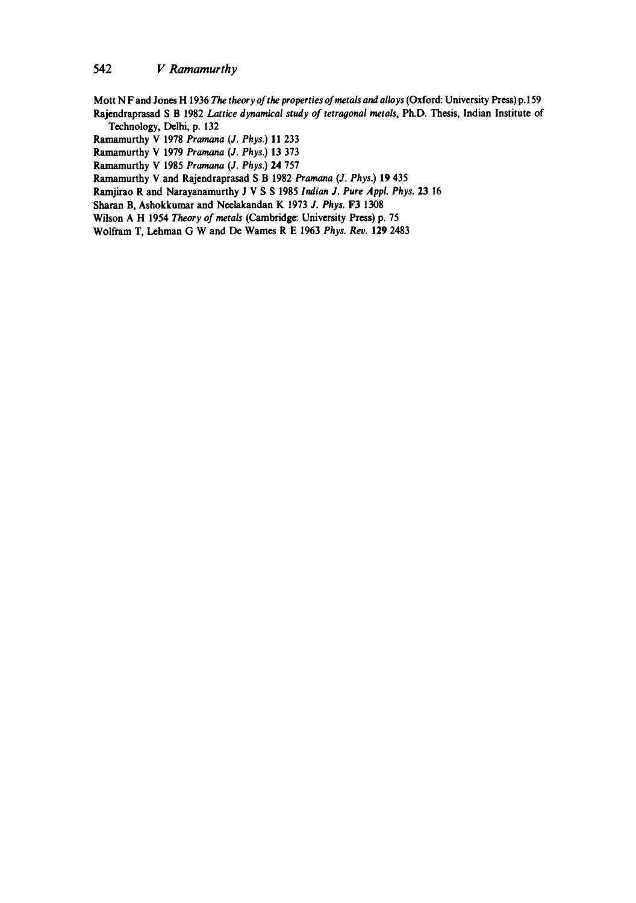Mott N F and Jones H 1936 *The theory of the properties of metals and alloys* (Oxford: University Press) p.159

Rajendraprasad S B 1982 *Lattice dynamical study of tetragonal metals*, Ph.D. Thesis, Indian Institute of Technology, Delhi, p. 132

Ramamurthy V 1978 *Pramana (J. Phys.)* **11** 233

Ramamurthy V 1979 *Pramana (J. Phys.)* **13** 373

Ramamurthy V 1985 *Pramana (J. Phys.)* **24** 757

Ramamurthy V and Rajendraprasad S B 1982 *Pramana (J. Phys.)* **19** 435

Ramjirao R and Narayanamurthy J V S S 1985 *Indian J. Pure Appl. Phys.* **23** 16

Sharan B, Ashokkumar and Neelakandan K 1973 *J. Phys.* **F3** 1308

Wilson A H 1954 *Theory of metals* (Cambridge: University Press) p. 75

Wolfram T, Lehman G W and De Wames R E 1963 *Phys. Rev.* **129** 2483